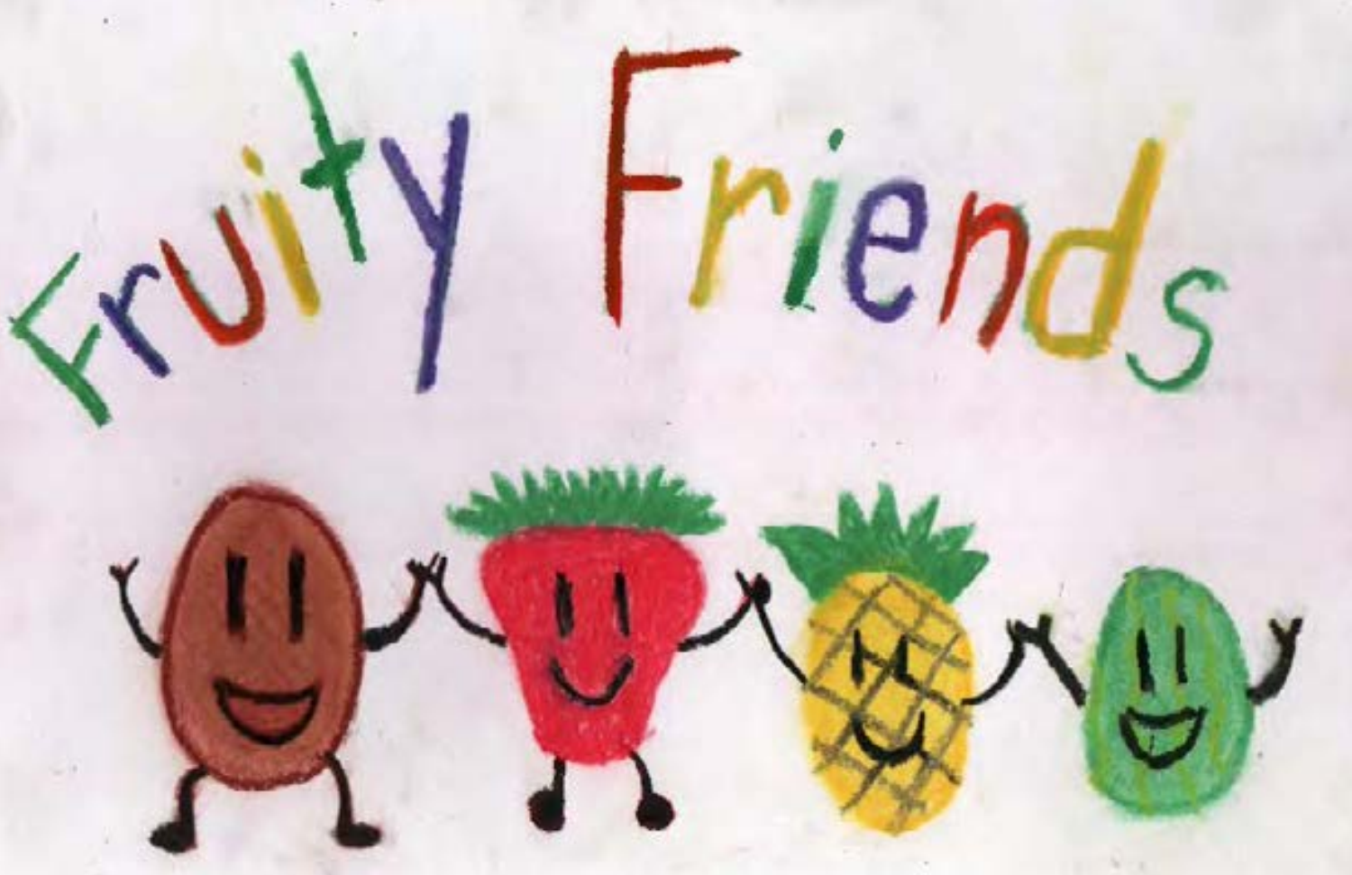# Fruity Friends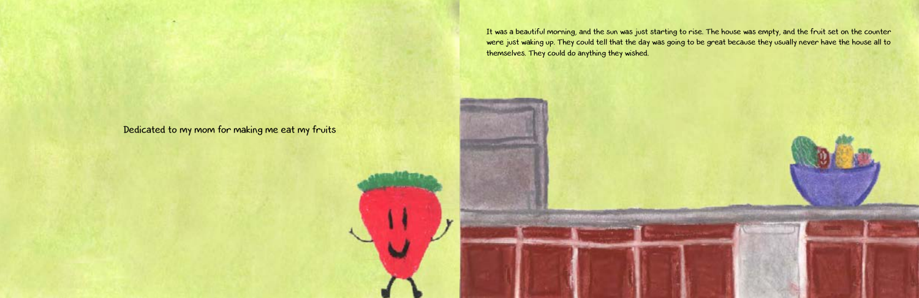Dedicated to my mom for making me eat my fruits

It was a beautiful morning, and the sun was just starting to rise. The house was empty, and the fruit set on the counter were just waking up. They could tell that the day was going to be great because they usually never have the house all to themselves. They could do anything they wished.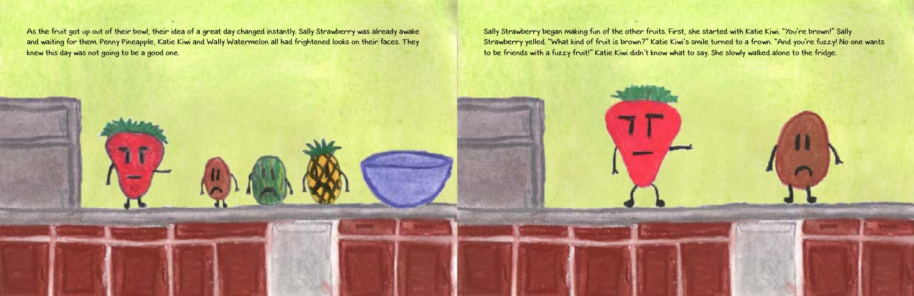As the fruit got up out of their bowl, their idea of a great day changed instantly. Sally Strawberry was already awake and waiting for them. Penny Pineapple, Katie Kiwi and Wally Watermelon all had frightened looks on their faces. They knew this day was not going to be a good one.

Sally Strawberry began making fun of the other fruits. First, she started with Katie Kiwi. "You're brown!" Sally Strawberry yelled. "What kind of fruit is brown?" Katie Kiwi's smile turned to a frown. "And you're fuzzy! No one wants to be friends with a fuzzy fruit!" Katie Kiwi didn't know what to say. She slowly walked alone to the fridge.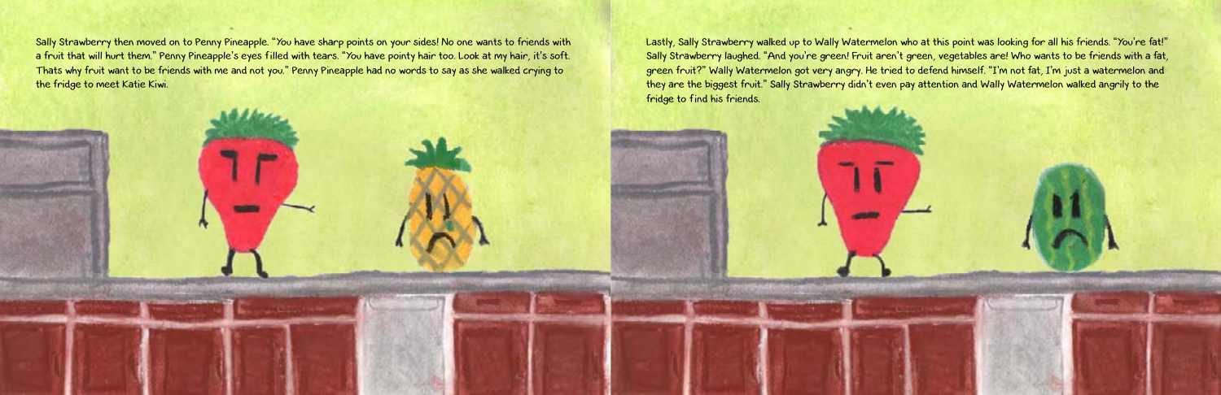Sally Strawberry then moved on to Penny Pineapple. "You have sharp points on your sides! No one wants to friends with a fruit that will hurt them." Penny Pineapple's eyes filled with tears. "You have pointy hair too. Look at my hair, it's soft. Thats why fruit want to be friends with me and not you." Penny Pineapple had no words to say as she walked crying to the fridge to meet Katie Kiwi.

Lastly, Sally Strawberry walked up to Wally Watermelon who at this point was looking for all his friends. "You're fat!" Sally Strawberry laughed. "And you're green! Fruit aren't green, vegetables are! Who wants to be friends with a fat, green fruit?" Wally Watermelon got very angry. He tried to defend himself. "I'm not fat, I'm just a watermelon and they are the biggest fruit." Sally Strawberry didn't even pay attention and Wally Watermelon walked angrily to the fridge to find his friends.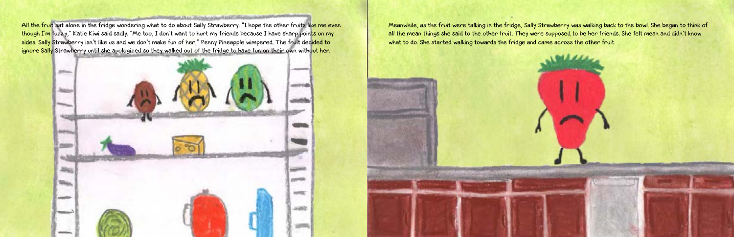All the fruit sat alone in the fridge wondering what to do about Sally Strawberry. "I hope the other fruits like me even though I'm fuzzy," Katie Kiwi said sadly. "Me too, I don't want to hurt my friends because I have sharp points on my sides. Sally Strawberry isn't like us and we don't make fun of her," Penny Pineapple wimpered. The fruit decided to ignore Sally Strawberry until she apologized so they walked out of the fridge to have fun on their own without her.

Meanwhile, as the fruit were talking in the fridge, Sally Strawberry was walking back to the bowl. She began to think of all the mean things she said to the other fruit. They were supposed to be her friends. She felt mean and didn't know what to do. She started walking towards the fridge and came across the other fruit.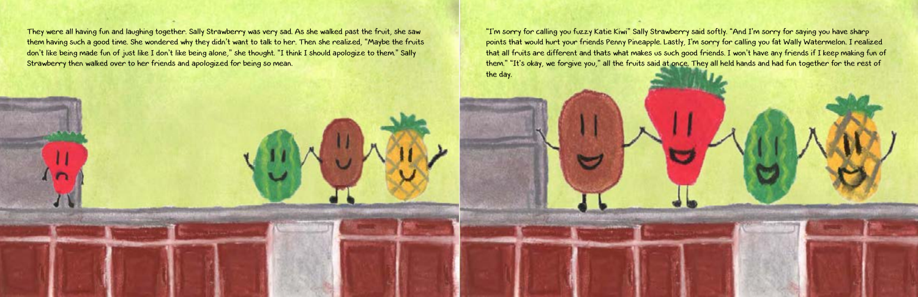They were all having fun and laughing together. Sally Strawberry was very sad. As she walked past the fruit, she saw them having such a good time. She wondered why they didn't want to talk to her. Then she realized, "Maybe the fruits don't like being made fun of just like I don't like being alone," she thought. "I think I should apologize to them." Sally Strawberry then walked over to her friends and apologized for being so mean.

"I'm sorry for calling you fuzzy Katie Kiwi" Sally Strawberry said softly. "And I'm sorry for saying you have sharp points that would hurt your friends Penny Pineapple. Lastly, I'm sorry for calling you fat Wally Watermelon. I realized that all fruits are different and thats what makes us such good friends. I won't have any friends if I keep making fun of them." "It's okay, we forgive you," all the fruits said at once. They all held hands and had fun together for the rest of the day.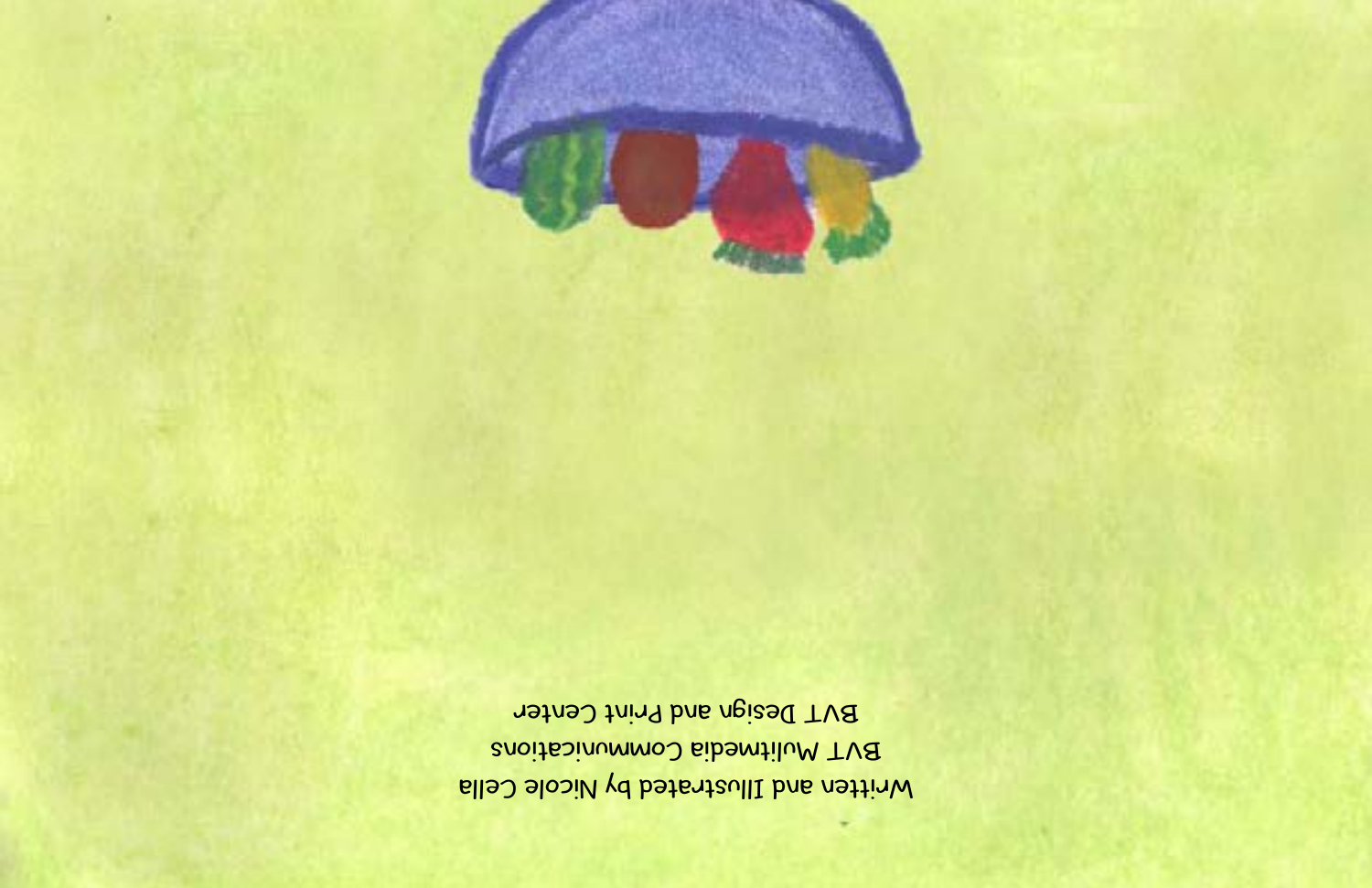Written and Illustrated by Nicole Cella
BVT Mulitmedia Communications
BVT Design and Print Center